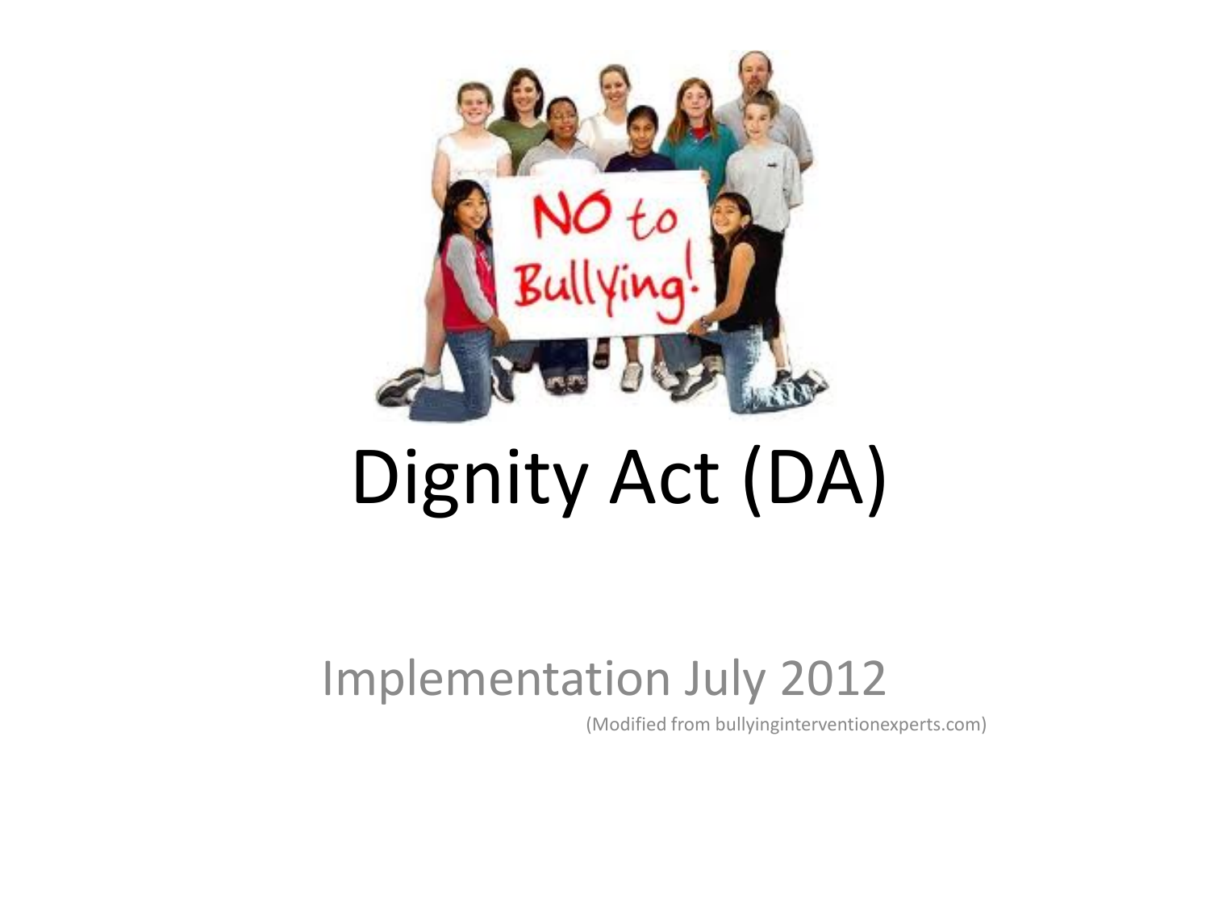# Dignity Act (DA)

Implementation July 2012

(Modified from bullyinginterventionexperts.com)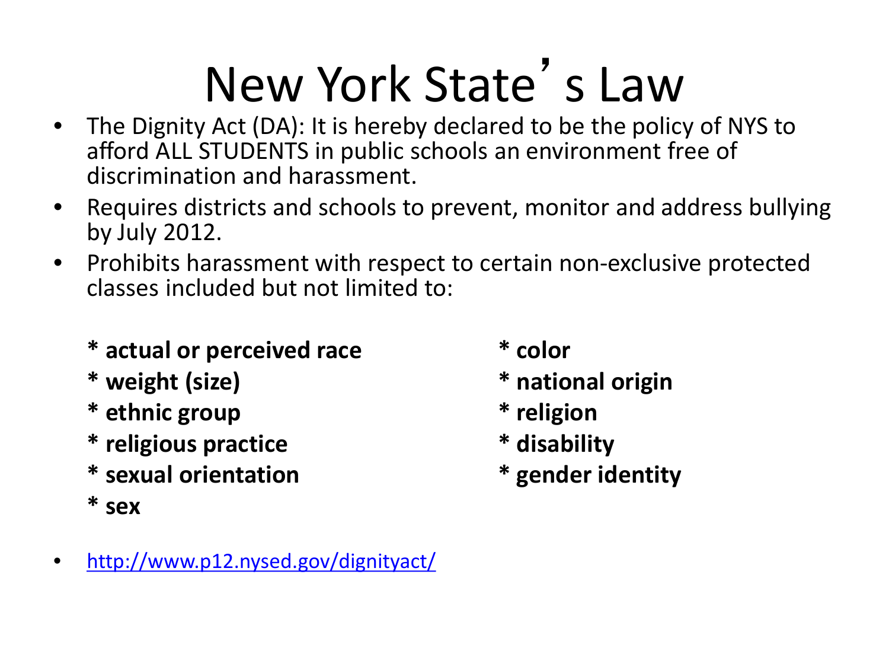# New York State's Law

- The Dignity Act (DA): It is hereby declared to be the policy of NYS to afford ALL STUDENTS in public schools an environment free of discrimination and harassment.
- Requires districts and schools to prevent, monitor and address bullying by July 2012.
- Prohibits harassment with respect to certain non-exclusive protected classes included but not limited to:

  **\* actual or perceived race**
  **\* weight (size)**
  **\* ethnic group**
  **\* religious practice**
  **\* sexual orientation**
  **\* sex**
  **\* color**
  **\* national origin**
  **\* religion**
  **\* disability**
  **\* gender identity**

- http://www.p12.nysed.gov/dignityact/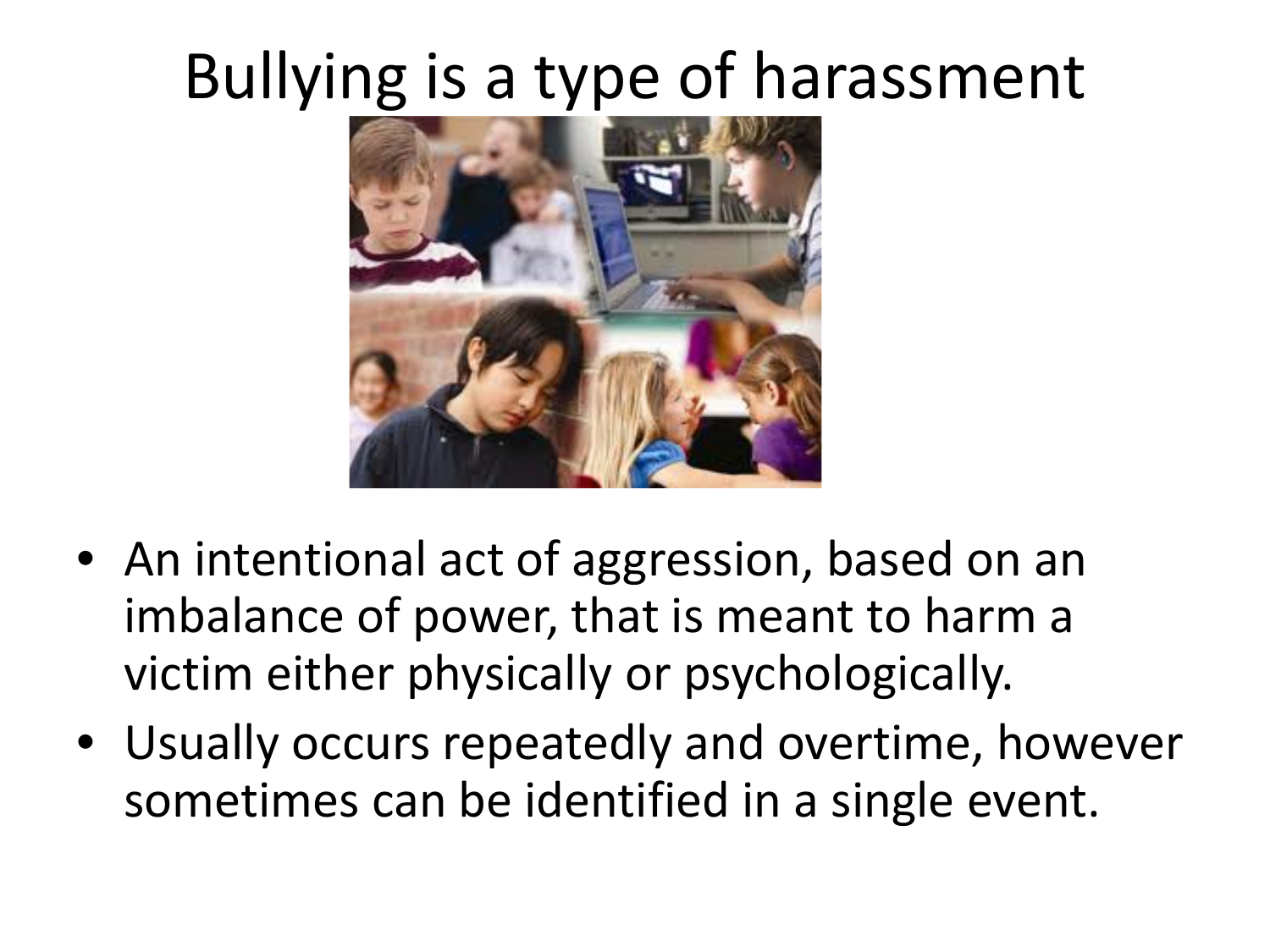# Bullying is a type of harassment

- An intentional act of aggression, based on an imbalance of power, that is meant to harm a victim either physically or psychologically.
- Usually occurs repeatedly and overtime, however sometimes can be identified in a single event.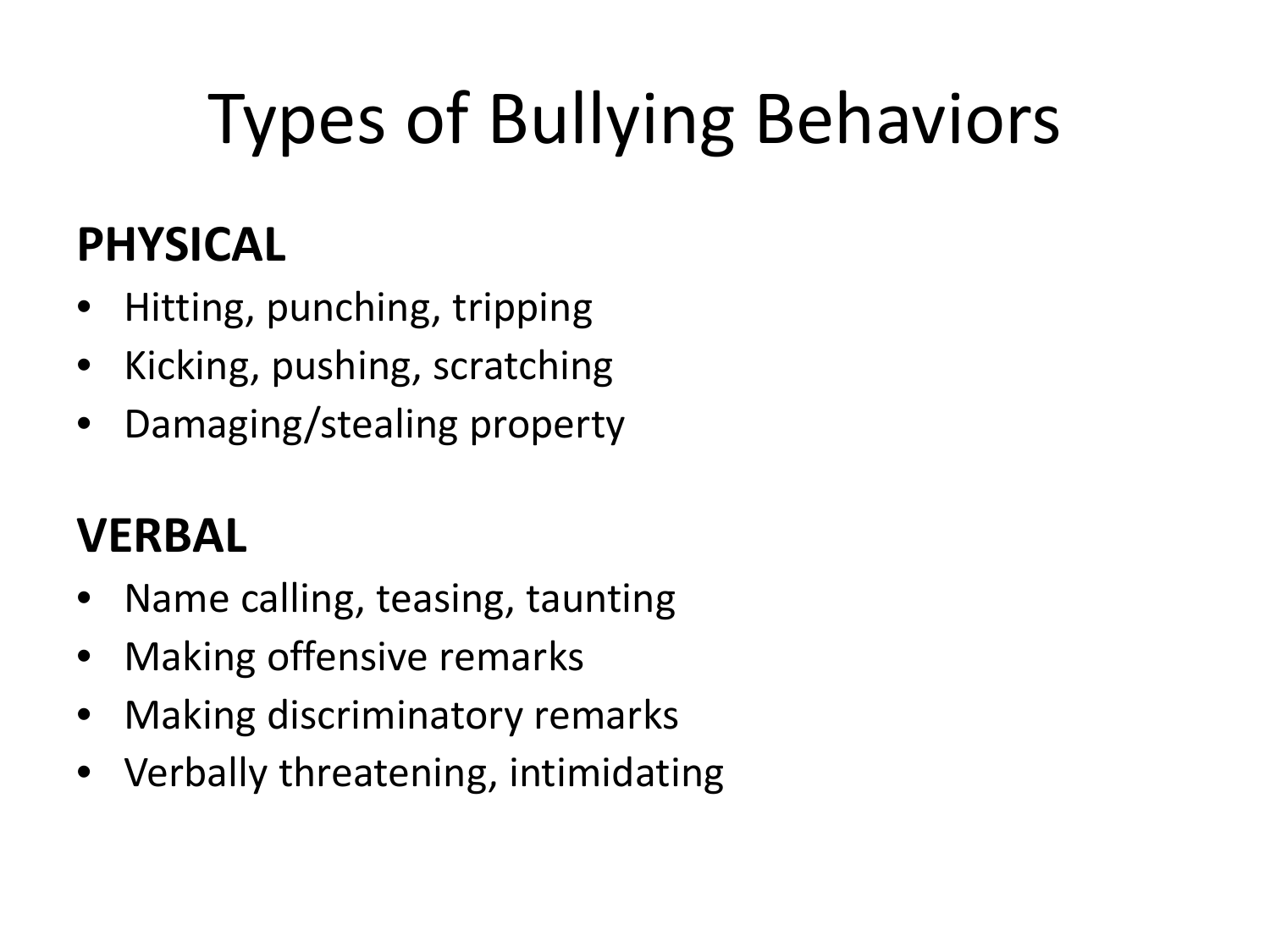# Types of Bullying Behaviors

**PHYSICAL**

- Hitting, punching, tripping
- Kicking, pushing, scratching
- Damaging/stealing property

**VERBAL**

- Name calling, teasing, taunting
- Making offensive remarks
- Making discriminatory remarks
- Verbally threatening, intimidating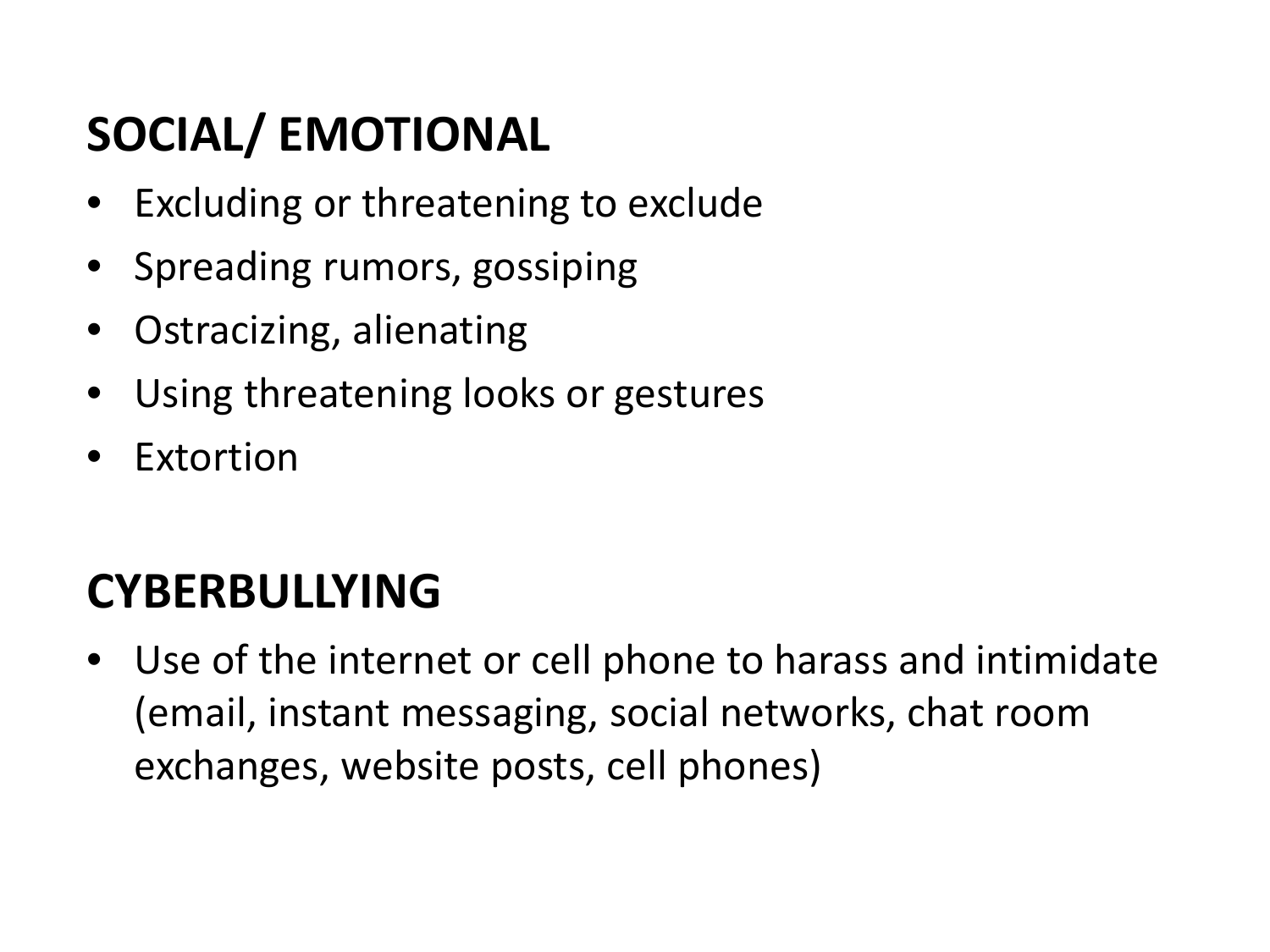## SOCIAL/ EMOTIONAL

- Excluding or threatening to exclude
- Spreading rumors, gossiping
- Ostracizing, alienating
- Using threatening looks or gestures
- Extortion

## CYBERBULLYING

- Use of the internet or cell phone to harass and intimidate (email, instant messaging, social networks, chat room exchanges, website posts, cell phones)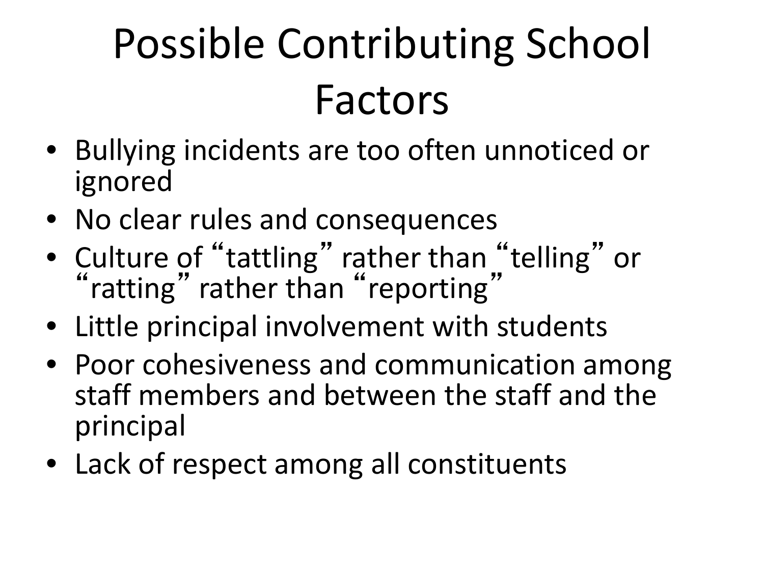# Possible Contributing School Factors

- Bullying incidents are too often unnoticed or ignored
- No clear rules and consequences
- Culture of "tattling" rather than "telling" or "ratting" rather than "reporting"
- Little principal involvement with students
- Poor cohesiveness and communication among staff members and between the staff and the principal
- Lack of respect among all constituents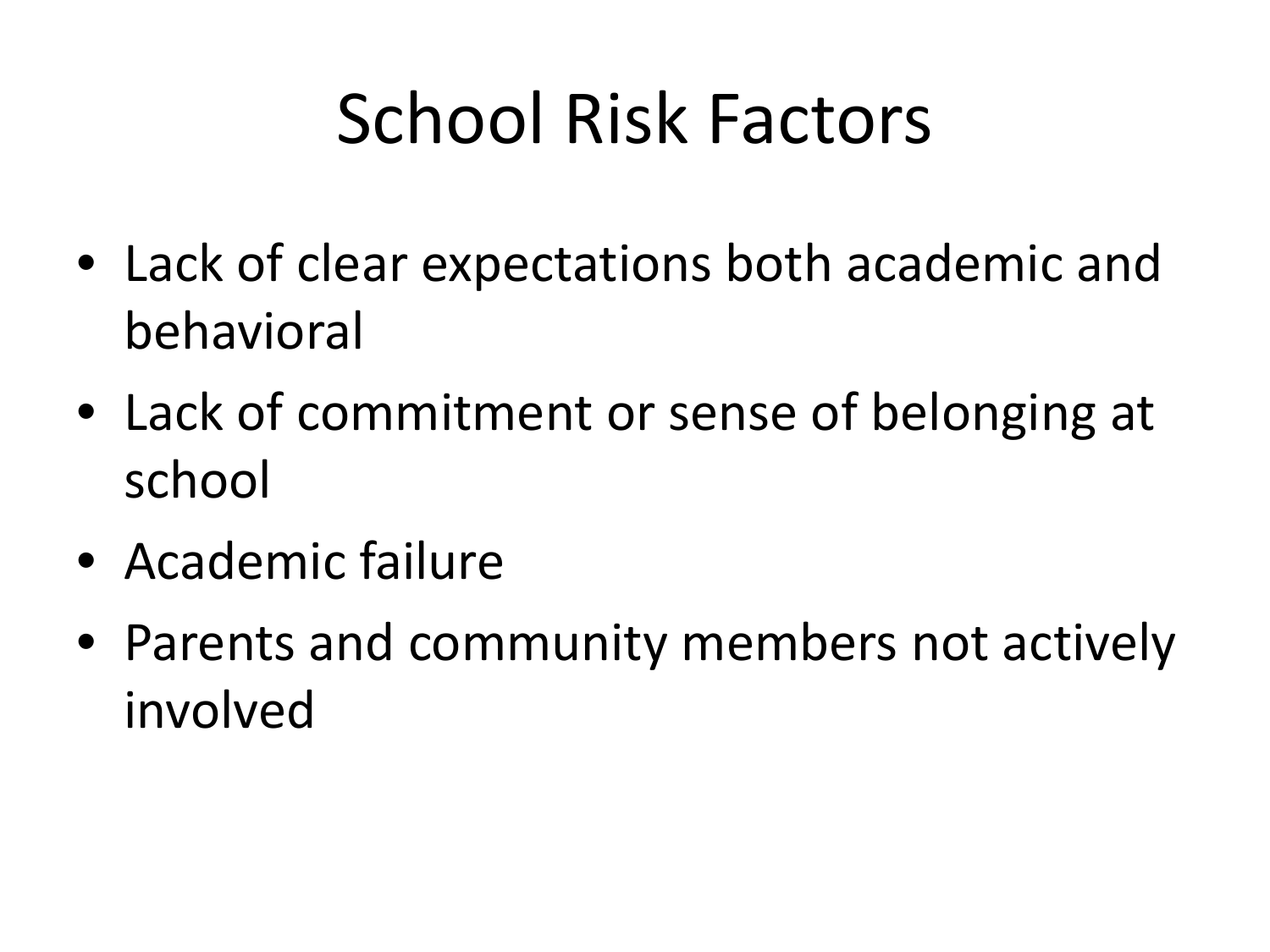# School Risk Factors

- Lack of clear expectations both academic and behavioral
- Lack of commitment or sense of belonging at school
- Academic failure
- Parents and community members not actively involved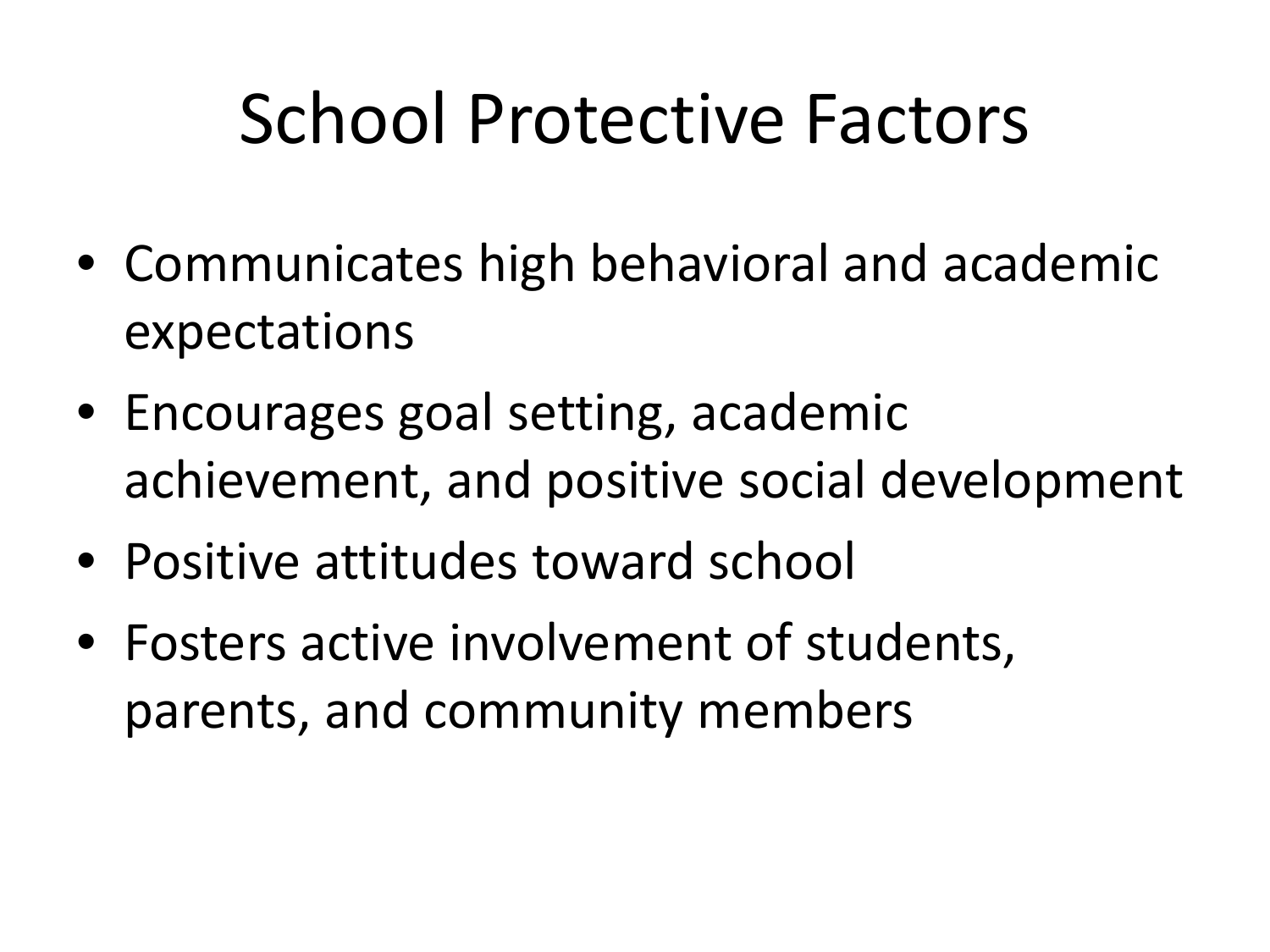# School Protective Factors

- Communicates high behavioral and academic expectations
- Encourages goal setting, academic achievement, and positive social development
- Positive attitudes toward school
- Fosters active involvement of students, parents, and community members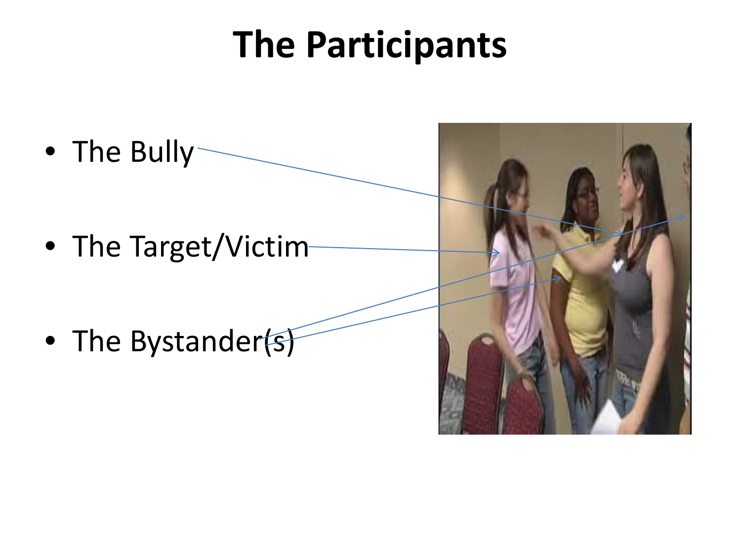# The Participants

- The Bully
- The Target/Victim
- The Bystander(s)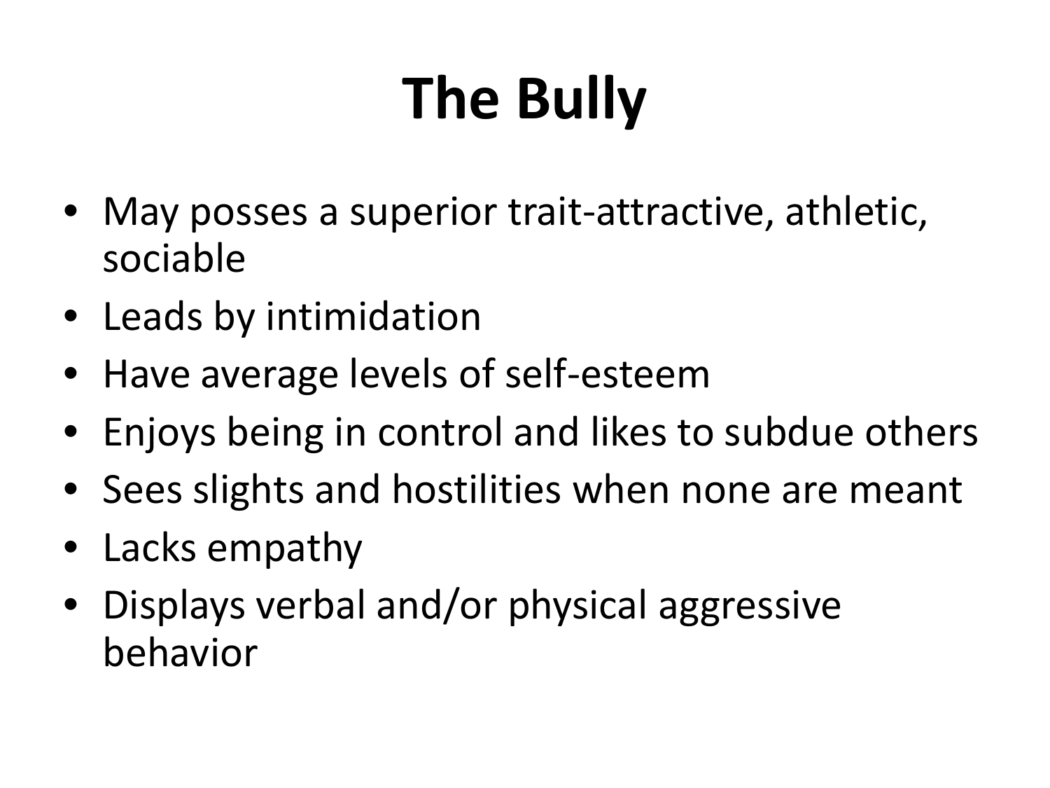# The Bully

- May posses a superior trait-attractive, athletic, sociable
- Leads by intimidation
- Have average levels of self-esteem
- Enjoys being in control and likes to subdue others
- Sees slights and hostilities when none are meant
- Lacks empathy
- Displays verbal and/or physical aggressive behavior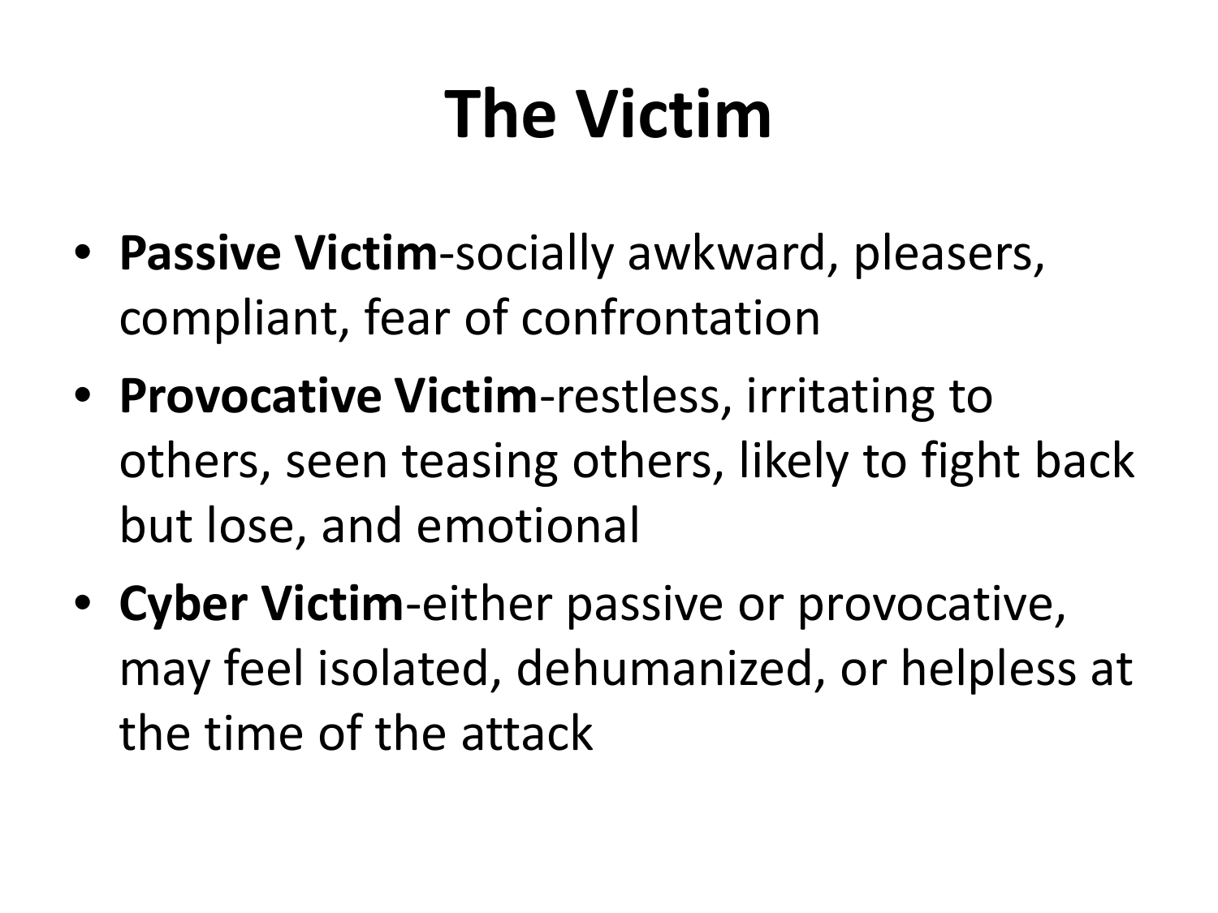# The Victim

- **Passive Victim**-socially awkward, pleasers, compliant, fear of confrontation
- **Provocative Victim**-restless, irritating to others, seen teasing others, likely to fight back but lose, and emotional
- **Cyber Victim**-either passive or provocative, may feel isolated, dehumanized, or helpless at the time of the attack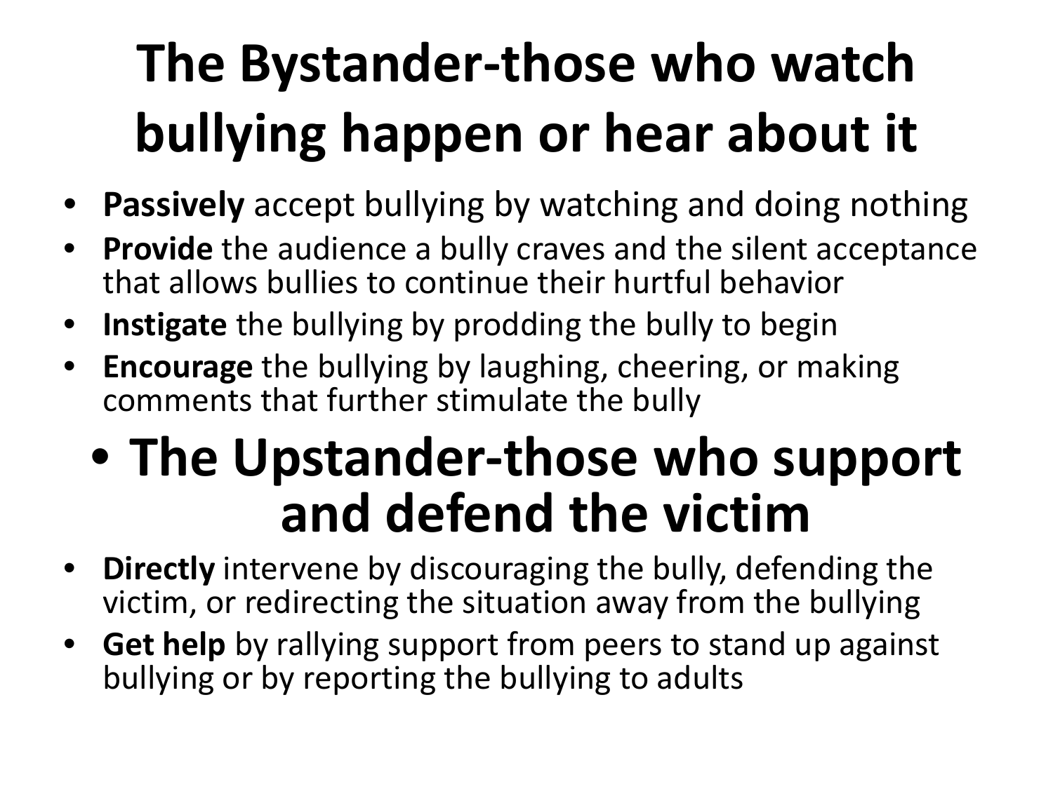# The Bystander-those who watch bullying happen or hear about it

- **Passively** accept bullying by watching and doing nothing
- **Provide** the audience a bully craves and the silent acceptance that allows bullies to continue their hurtful behavior
- **Instigate** the bullying by prodding the bully to begin
- **Encourage** the bullying by laughing, cheering, or making comments that further stimulate the bully

# The Upstander-those who support and defend the victim

- **Directly** intervene by discouraging the bully, defending the victim, or redirecting the situation away from the bullying
- **Get help** by rallying support from peers to stand up against bullying or by reporting the bullying to adults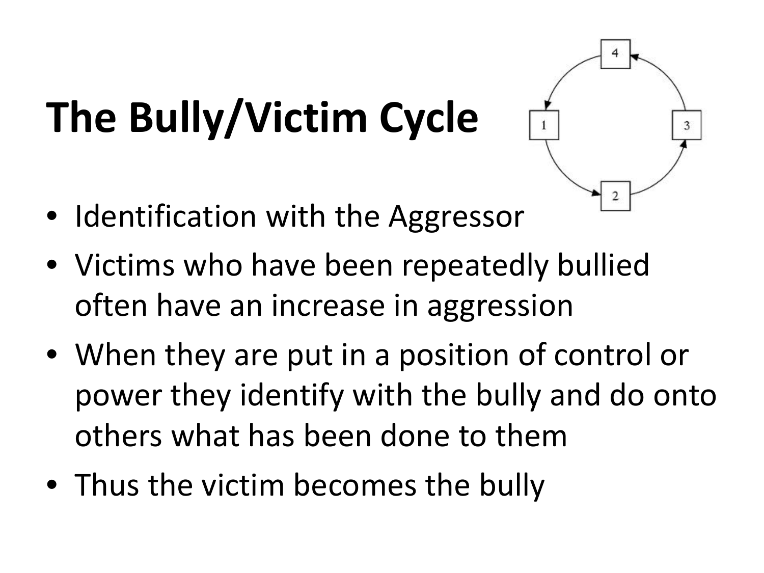# The Bully/Victim Cycle

- Identification with the Aggressor
- Victims who have been repeatedly bullied often have an increase in aggression
- When they are put in a position of control or power they identify with the bully and do onto others what has been done to them
- Thus the victim becomes the bully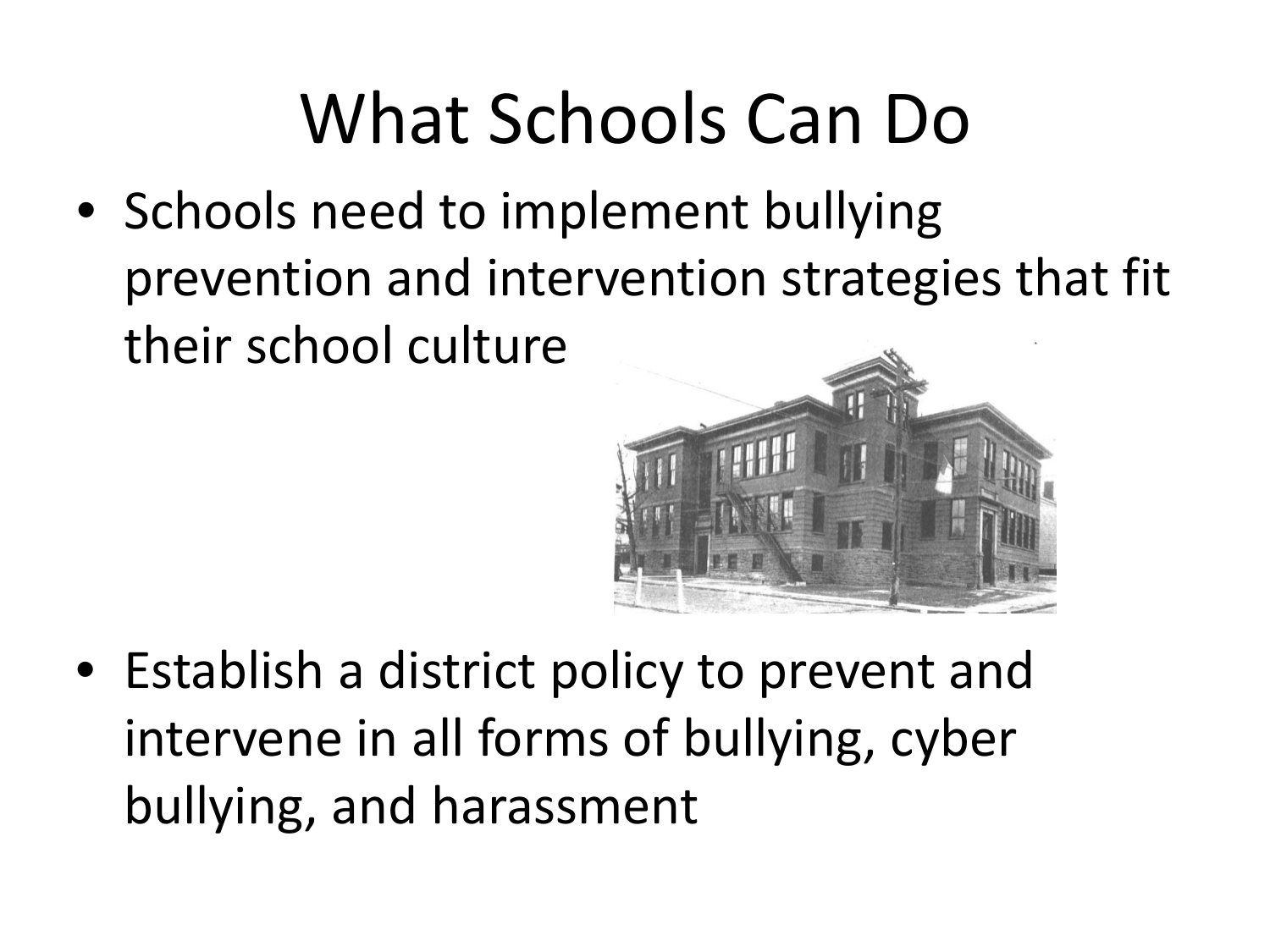# What Schools Can Do

- Schools need to implement bullying prevention and intervention strategies that fit their school culture
- Establish a district policy to prevent and intervene in all forms of bullying, cyber bullying, and harassment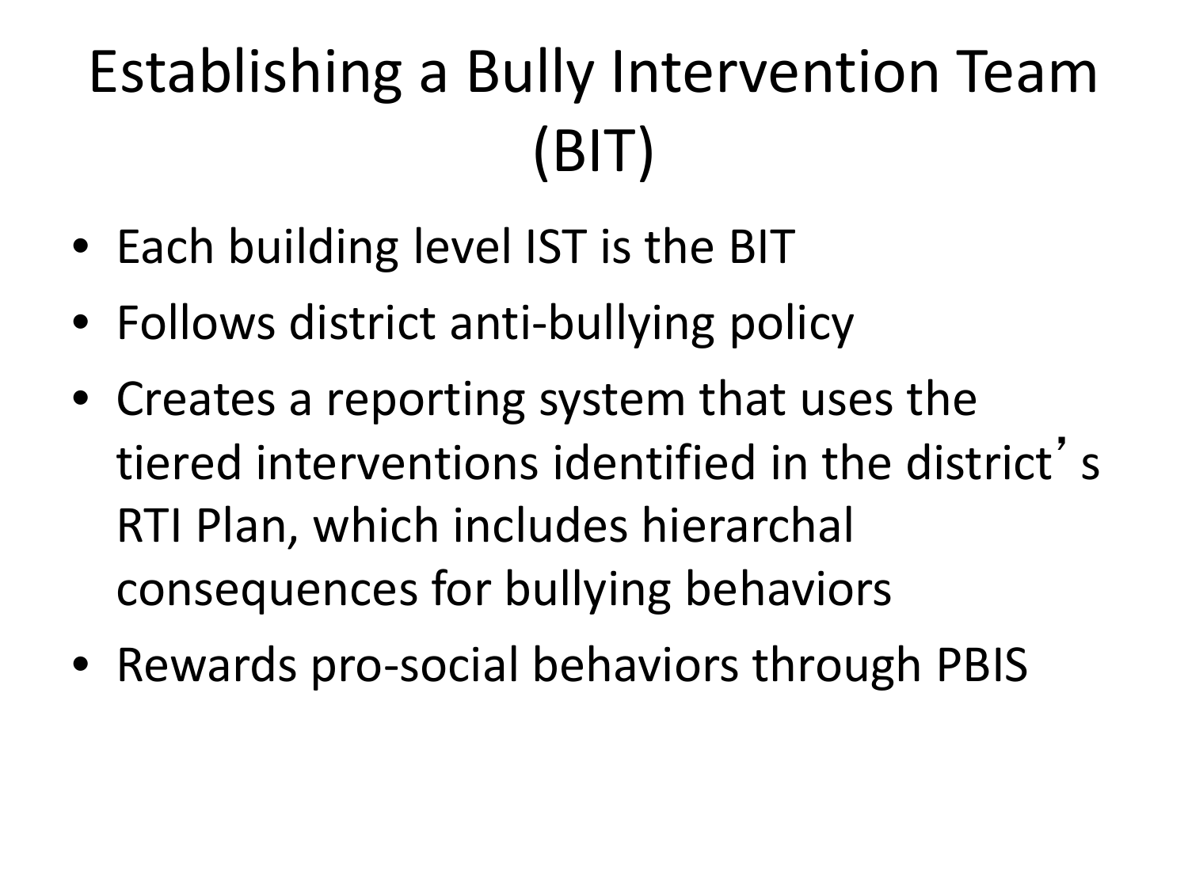# Establishing a Bully Intervention Team (BIT)

- Each building level IST is the BIT
- Follows district anti-bullying policy
- Creates a reporting system that uses the tiered interventions identified in the district's RTI Plan, which includes hierarchal consequences for bullying behaviors
- Rewards pro-social behaviors through PBIS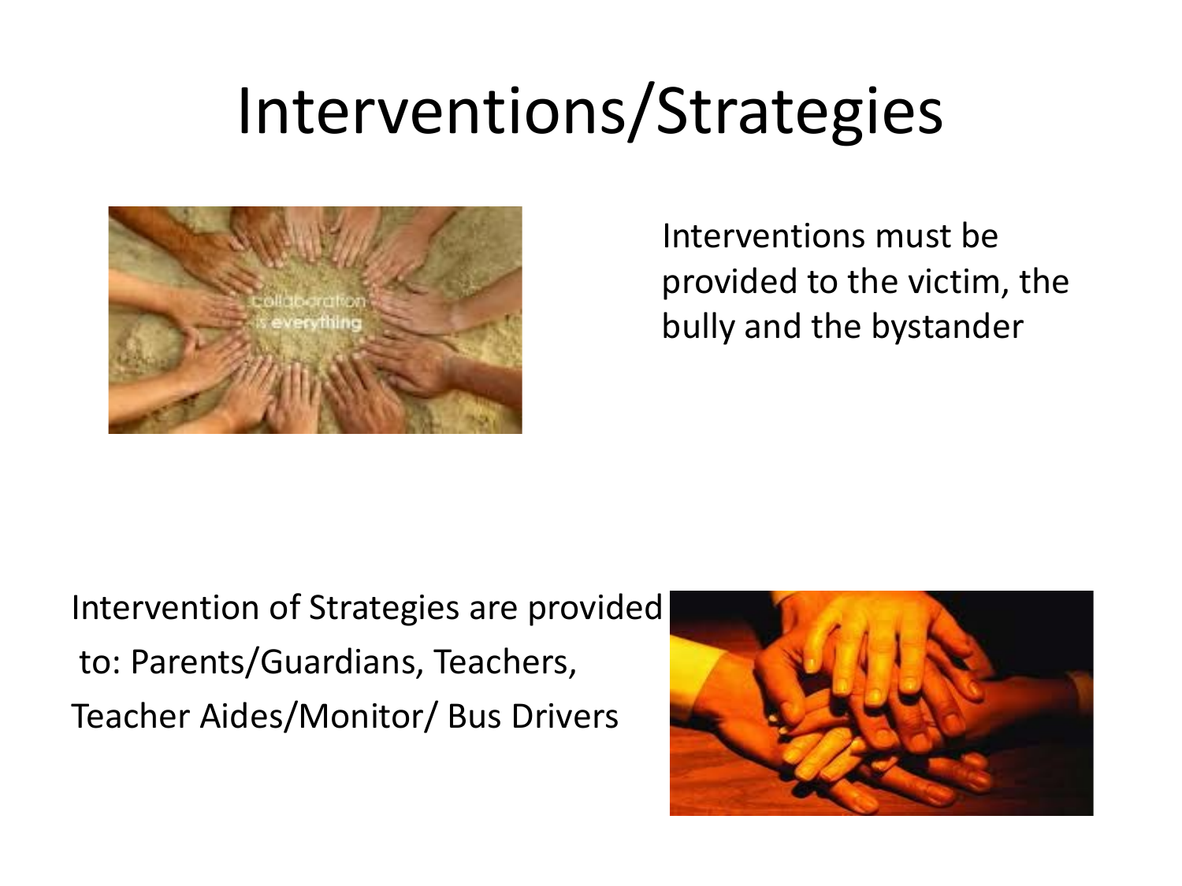# Interventions/Strategies

Interventions must be provided to the victim, the bully and the bystander

Intervention of Strategies are provided to: Parents/Guardians, Teachers, Teacher Aides/Monitor/ Bus Drivers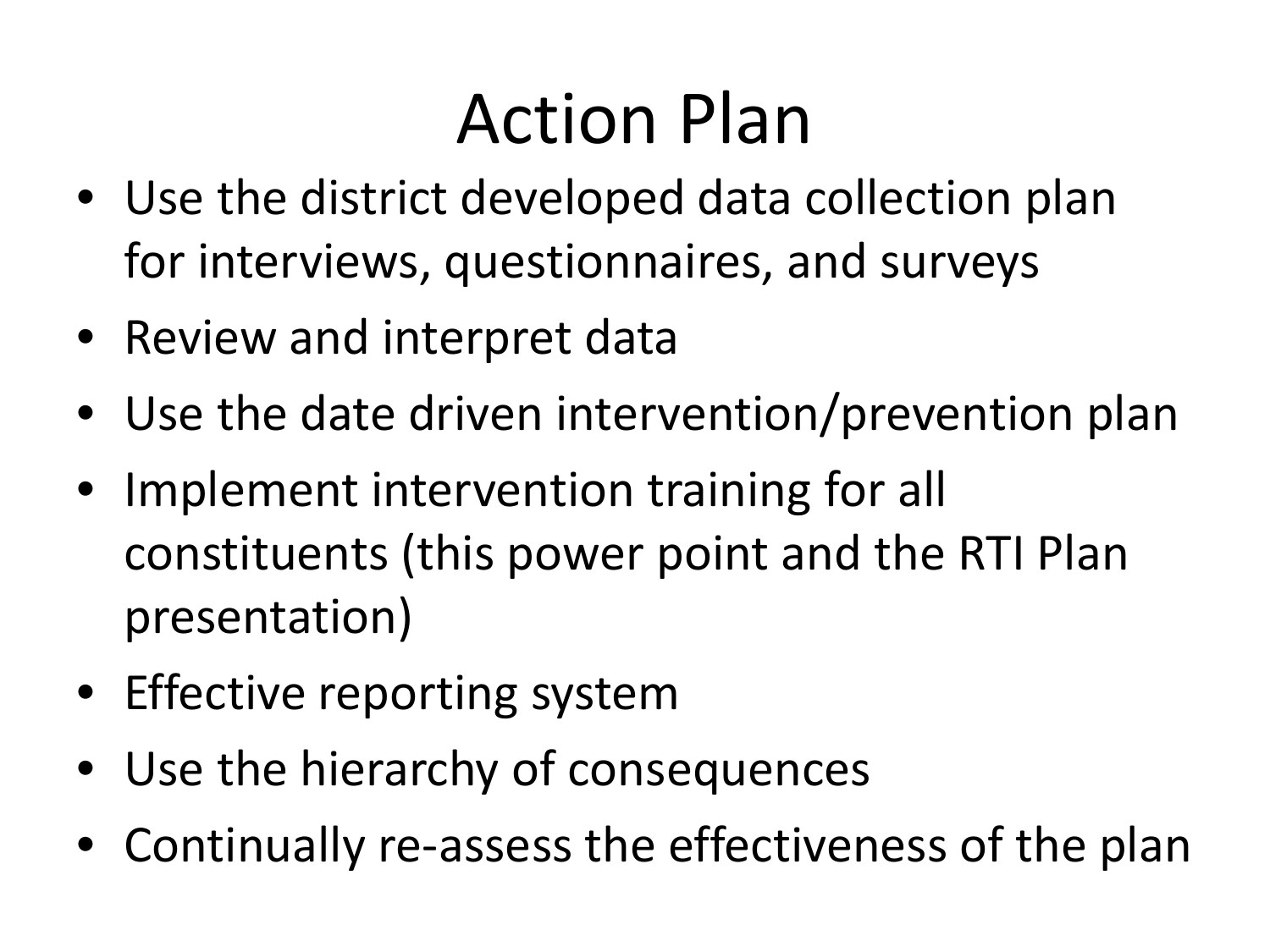# Action Plan

- Use the district developed data collection plan for interviews, questionnaires, and surveys
- Review and interpret data
- Use the date driven intervention/prevention plan
- Implement intervention training for all constituents (this power point and the RTI Plan presentation)
- Effective reporting system
- Use the hierarchy of consequences
- Continually re-assess the effectiveness of the plan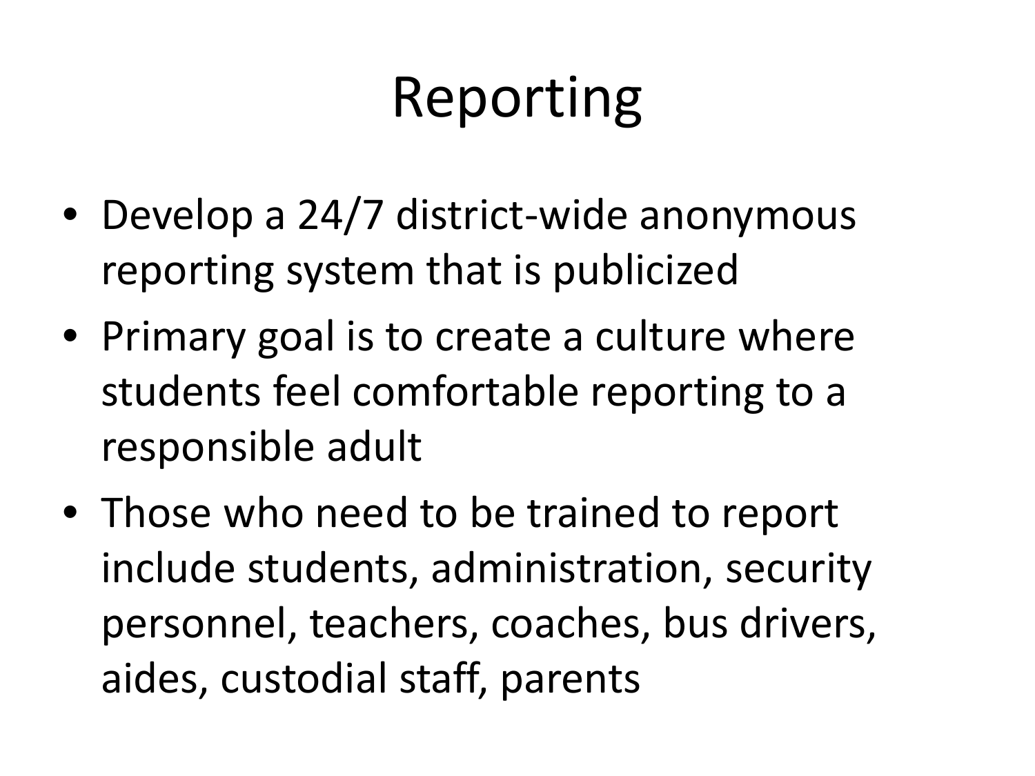# Reporting

- Develop a 24/7 district-wide anonymous reporting system that is publicized
- Primary goal is to create a culture where students feel comfortable reporting to a responsible adult
- Those who need to be trained to report include students, administration, security personnel, teachers, coaches, bus drivers, aides, custodial staff, parents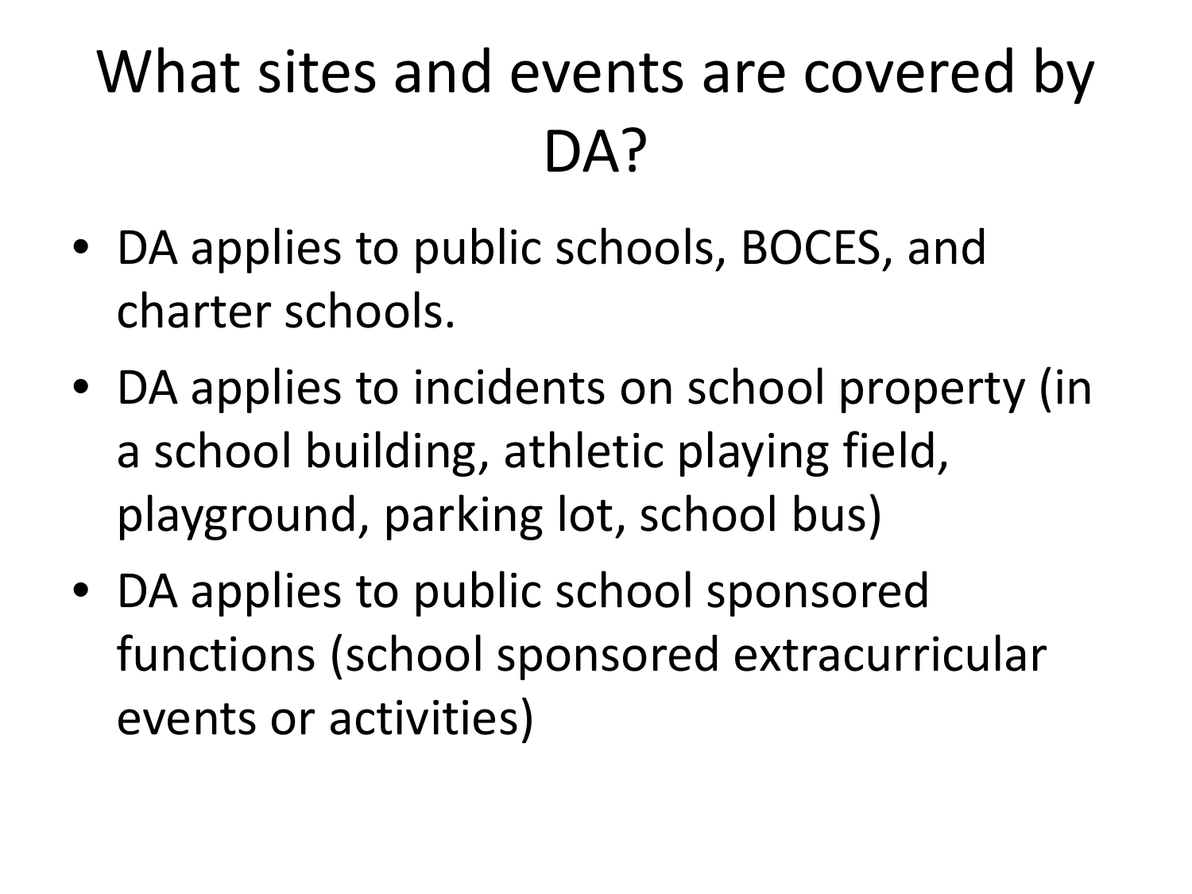# What sites and events are covered by DA?

- DA applies to public schools, BOCES, and charter schools.
- DA applies to incidents on school property (in a school building, athletic playing field, playground, parking lot, school bus)
- DA applies to public school sponsored functions (school sponsored extracurricular events or activities)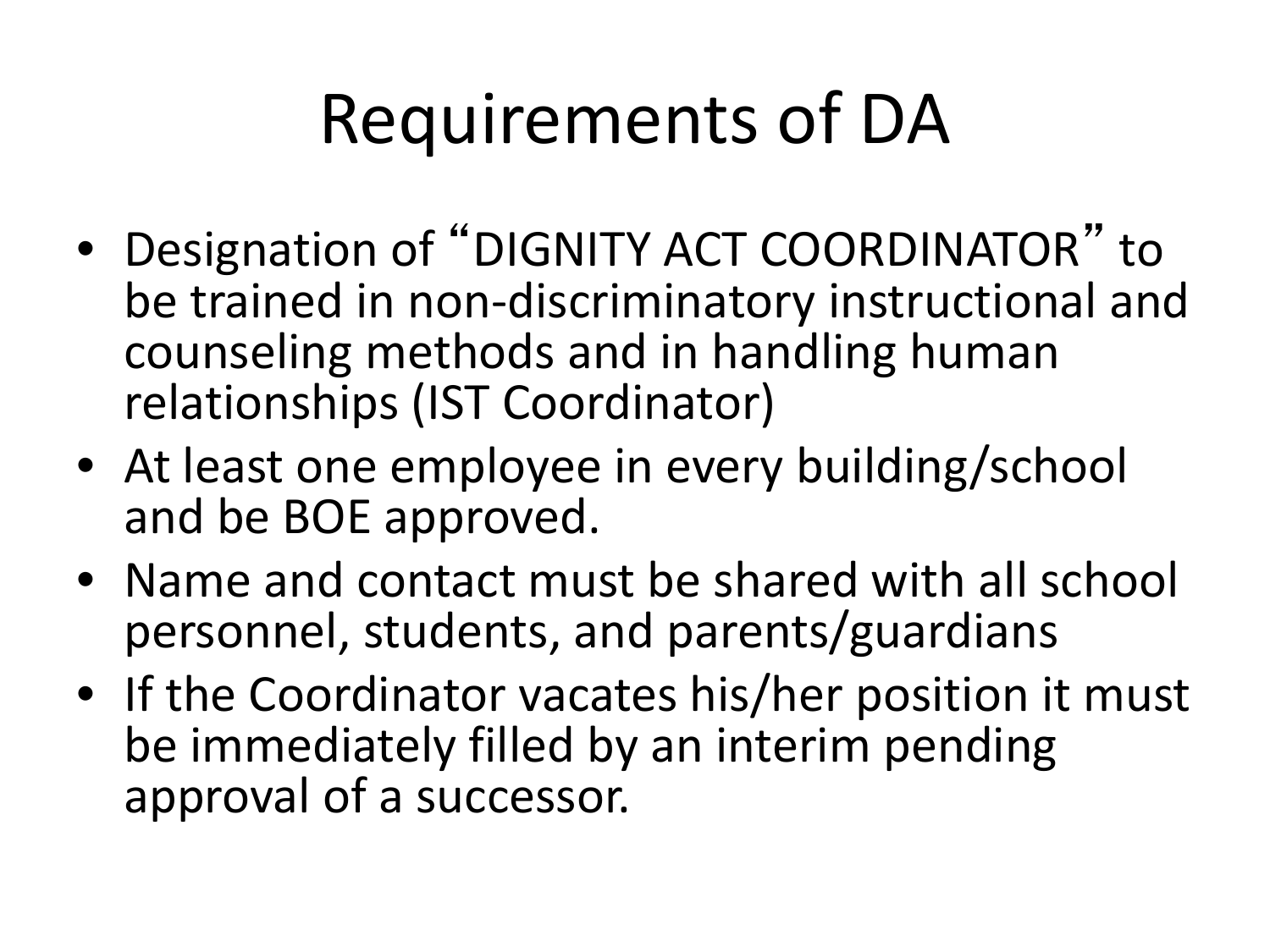# Requirements of DA

- Designation of “DIGNITY ACT COORDINATOR” to be trained in non-discriminatory instructional and counseling methods and in handling human relationships (IST Coordinator)
- At least one employee in every building/school and be BOE approved.
- Name and contact must be shared with all school personnel, students, and parents/guardians
- If the Coordinator vacates his/her position it must be immediately filled by an interim pending approval of a successor.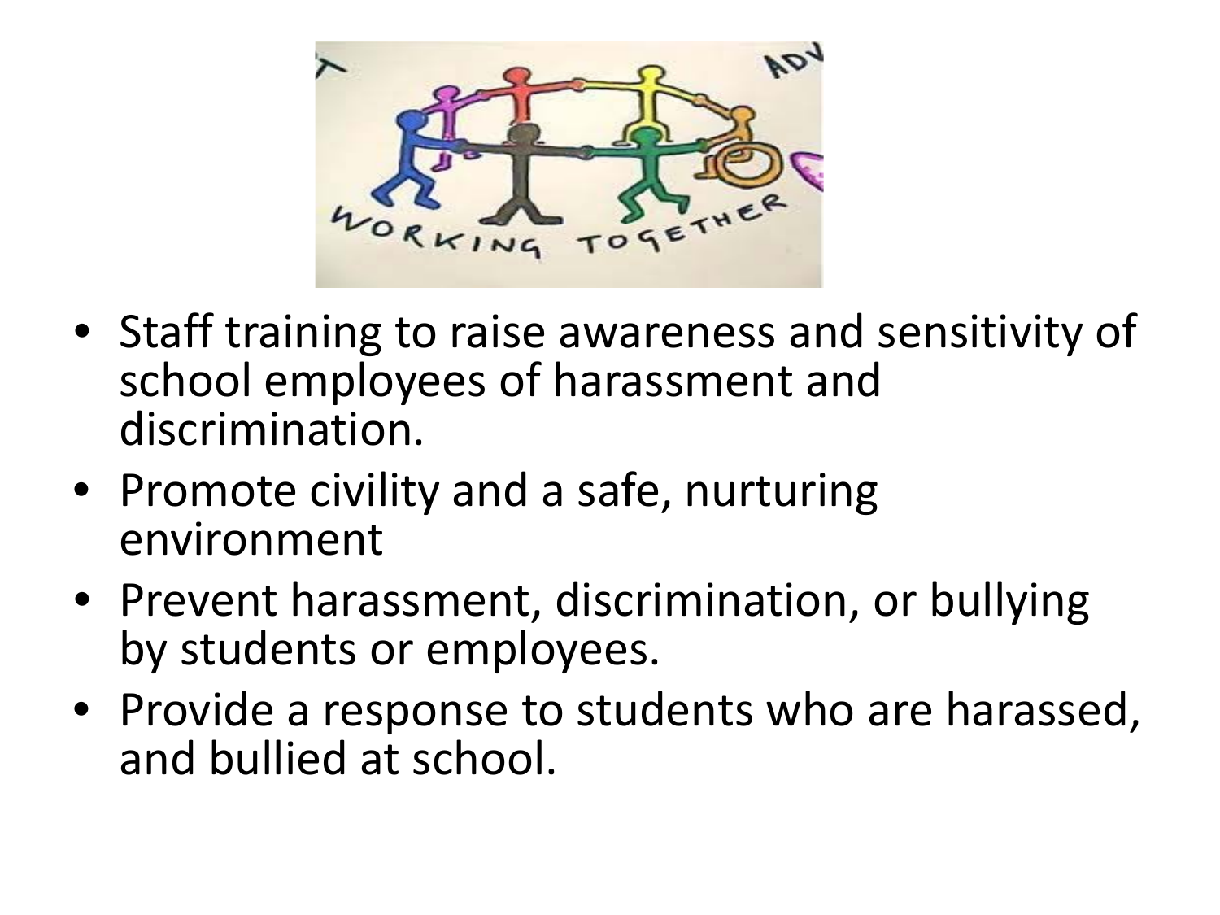- Staff training to raise awareness and sensitivity of school employees of harassment and discrimination.
- Promote civility and a safe, nurturing environment
- Prevent harassment, discrimination, or bullying by students or employees.
- Provide a response to students who are harassed, and bullied at school.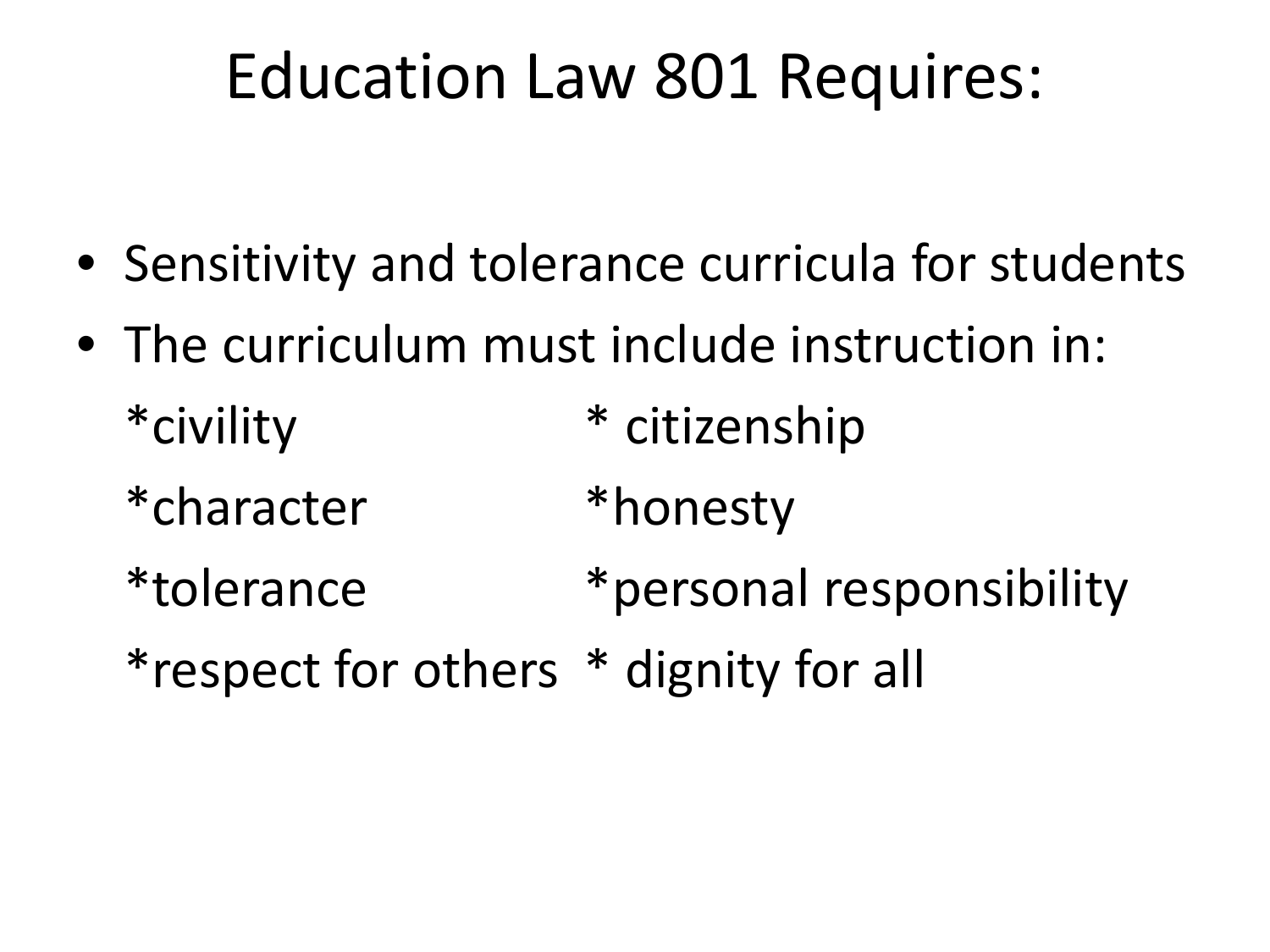# Education Law 801 Requires:

- Sensitivity and tolerance curricula for students
- The curriculum must include instruction in:

  *civility * citizenship

  *character *honesty

  *tolerance *personal responsibility

  *respect for others * dignity for all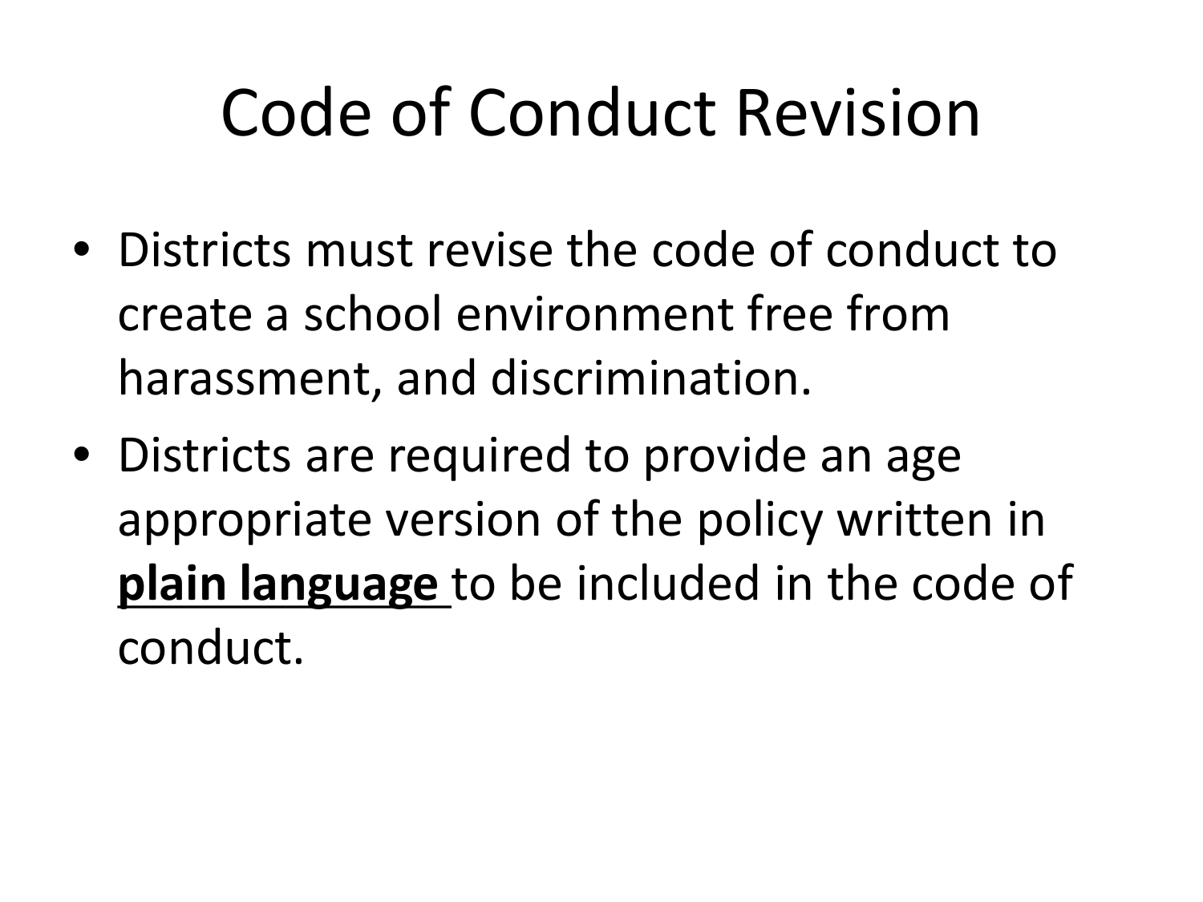# Code of Conduct Revision

- Districts must revise the code of conduct to create a school environment free from harassment, and discrimination.
- Districts are required to provide an age appropriate version of the policy written in **plain language** to be included in the code of conduct.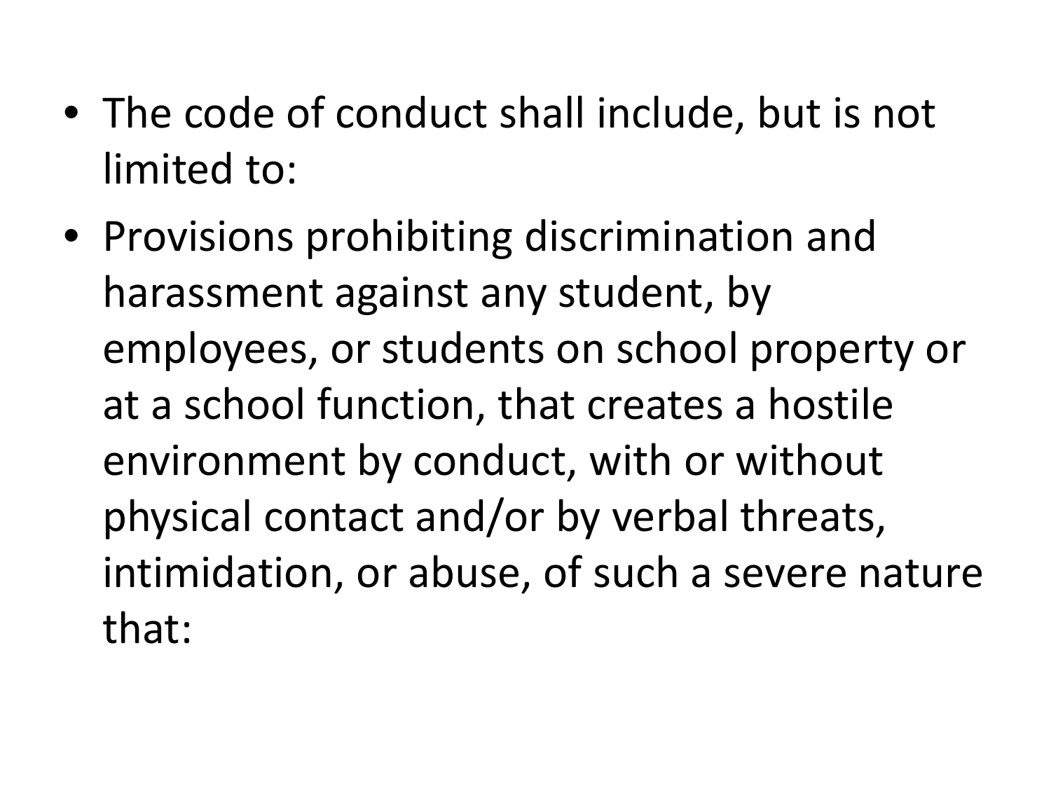- The code of conduct shall include, but is not limited to:
- Provisions prohibiting discrimination and harassment against any student, by employees, or students on school property or at a school function, that creates a hostile environment by conduct, with or without physical contact and/or by verbal threats, intimidation, or abuse, of such a severe nature that: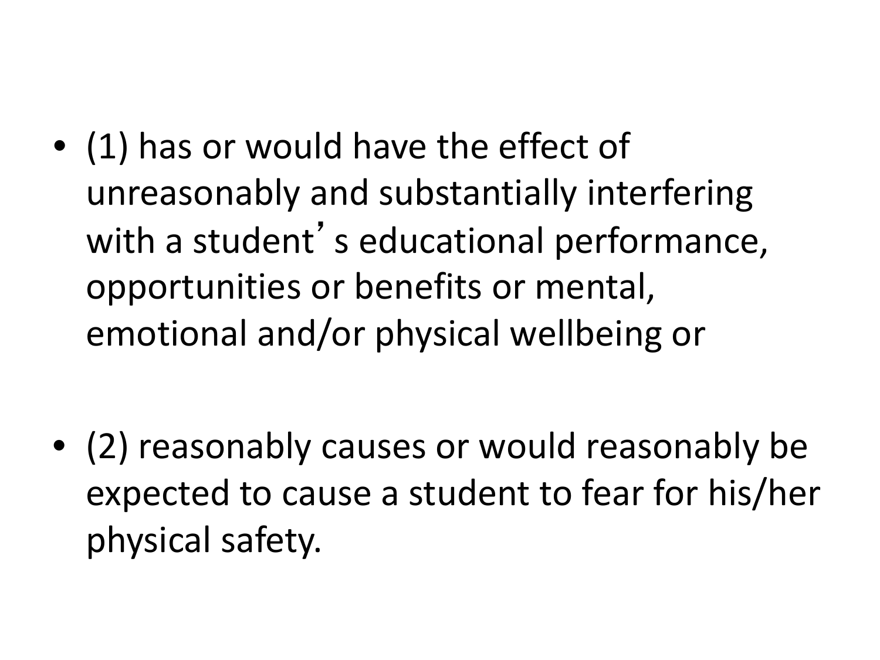- (1) has or would have the effect of unreasonably and substantially interfering with a student's educational performance, opportunities or benefits or mental, emotional and/or physical wellbeing or

- (2) reasonably causes or would reasonably be expected to cause a student to fear for his/her physical safety.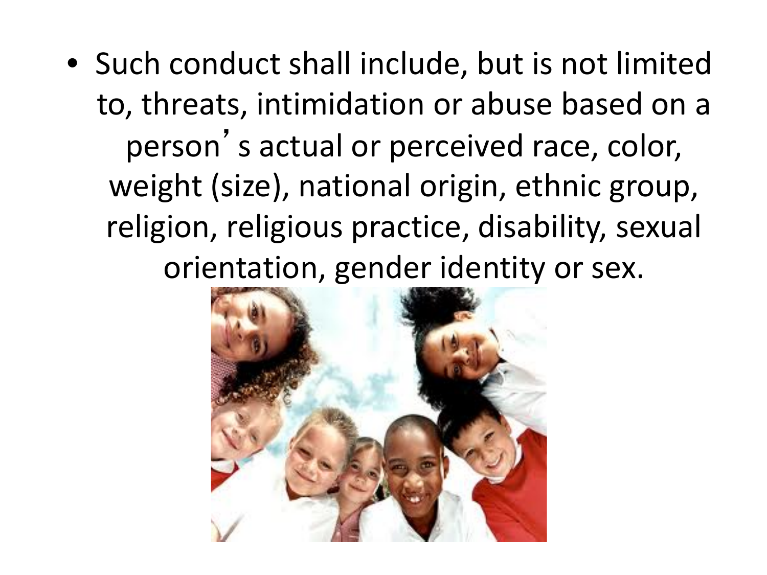- Such conduct shall include, but is not limited to, threats, intimidation or abuse based on a person's actual or perceived race, color, weight (size), national origin, ethnic group, religion, religious practice, disability, sexual orientation, gender identity or sex.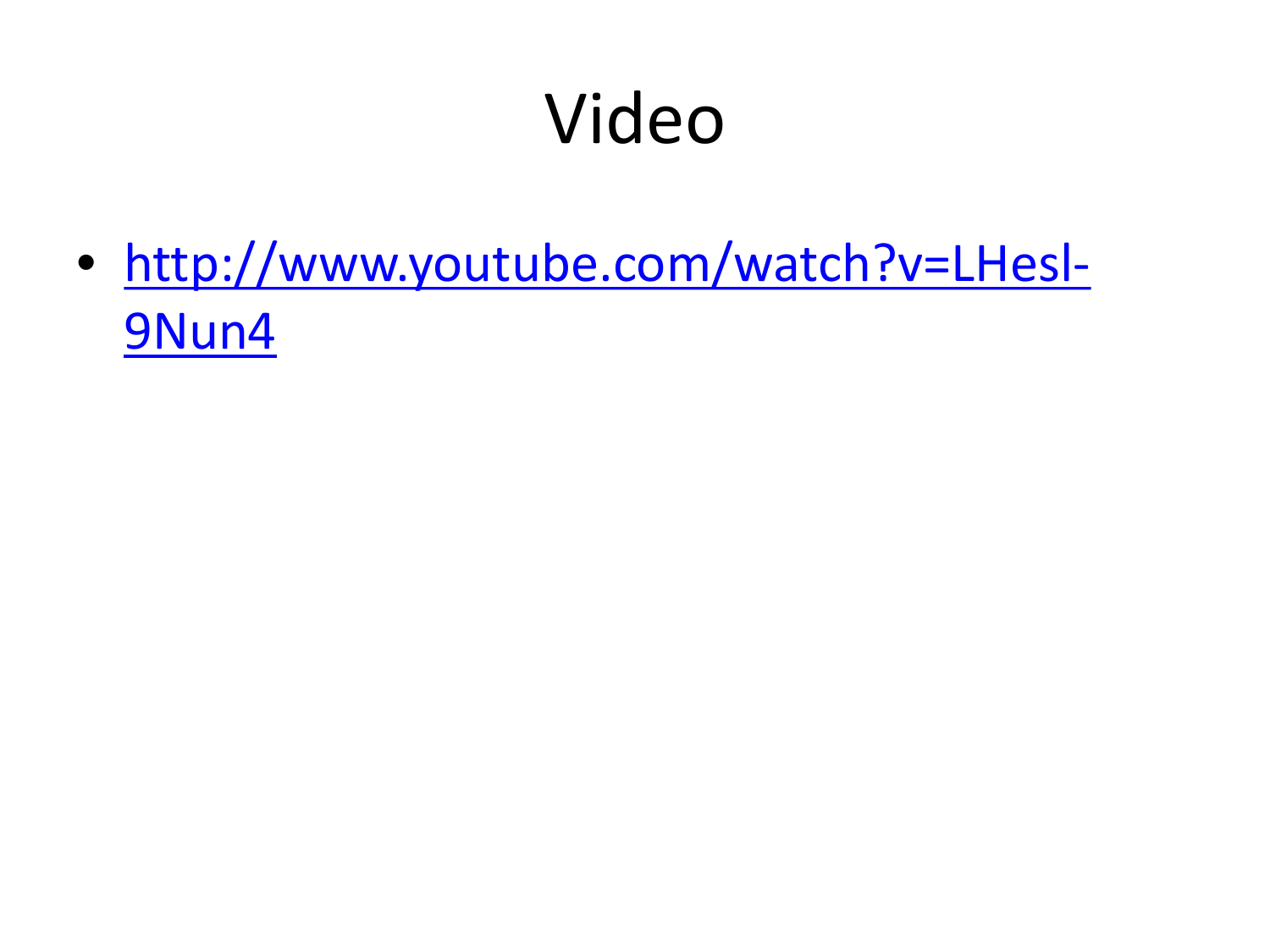# Video

- http://www.youtube.com/watch?v=LHesl-9Nun4